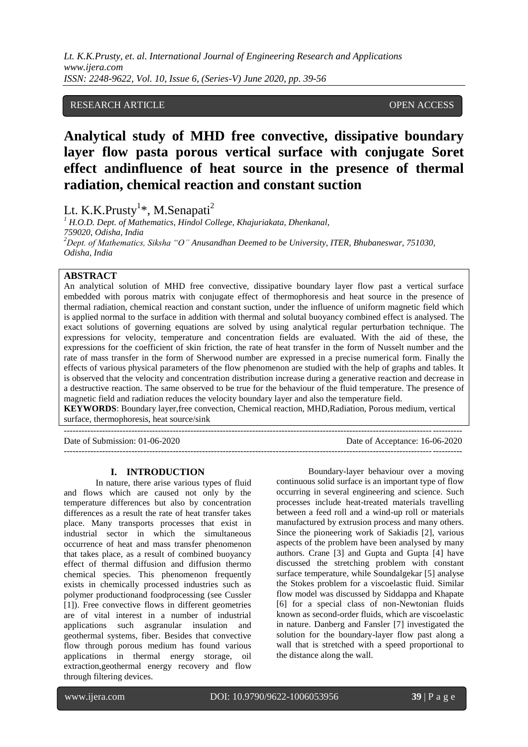RESEARCH ARTICLE OPEN ACCESS

# Analytical study of MHD free convective, dissipative boundary layer flow pasta porous vertical surface with conjugate Soret effect andinfluence of heat source in the presence of thermal radiation, chemical reaction and constant suction

Lt. K.K.Prusty[1]*, M.Senapati[2]

[1] H.O.D. Dept. of Mathematics, Hindol College, Khajuriakata, Dhenkanal, 759020, Odisha, India

[2] Dept. of Mathematics, Siksha "O" Anusandhan Deemed to be University, ITER, Bhubaneswar, 751030, Odisha, India

## ABSTRACT

An analytical solution of MHD free convective, dissipative boundary layer flow past a vertical surface embedded with porous matrix with conjugate effect of thermophoresis and heat source in the presence of thermal radiation, chemical reaction and constant suction, under the influence of uniform magnetic field which is applied normal to the surface in addition with thermal and solutal buoyancy combined effect is analysed. The exact solutions of governing equations are solved by using analytical regular perturbation technique. The expressions for velocity, temperature and concentration fields are evaluated. With the aid of these, the expressions for the coefficient of skin friction, the rate of heat transfer in the form of Nusselt number and the rate of mass transfer in the form of Sherwood number are expressed in a precise numerical form. Finally the effects of various physical parameters of the flow phenomenon are studied with the help of graphs and tables. It is observed that the velocity and concentration distribution increase during a generative reaction and decrease in a destructive reaction. The same observed to be true for the behaviour of the fluid temperature. The presence of magnetic field and radiation reduces the velocity boundary layer and also the temperature field.

**KEYWORDS**: Boundary layer,free convection, Chemical reaction, MHD,Radiation, Porous medium, vertical surface, thermophoresis, heat source/sink

---

Date of Submission: 01-06-2020 Date of Acceptance: 16-06-2020

---

## I. INTRODUCTION

In nature, there arise various types of fluid and flows which are caused not only by the temperature differences but also by concentration differences as a result the rate of heat transfer takes place. Many transports processes that exist in industrial sector in which the simultaneous occurrence of heat and mass transfer phenomenon that takes place, as a result of combined buoyancy effect of thermal diffusion and diffusion thermo chemical species. This phenomenon frequently exists in chemically processed industries such as polymer productionand foodprocessing (see Cussler [1]). Free convective flows in different geometries are of vital interest in a number of industrial applications such asgranular insulation and geothermal systems, fiber. Besides that convective flow through porous medium has found various applications in thermal energy storage, oil extraction,geothermal energy recovery and flow through filtering devices.

Boundary-layer behaviour over a moving continuous solid surface is an important type of flow occurring in several engineering and science. Such processes include heat-treated materials travelling between a feed roll and a wind-up roll or materials manufactured by extrusion process and many others. Since the pioneering work of Sakiadis [2], various aspects of the problem have been analysed by many authors. Crane [3] and Gupta and Gupta [4] have discussed the stretching problem with constant surface temperature, while Soundalgekar [5] analyse the Stokes problem for a viscoelastic fluid. Similar flow model was discussed by Siddappa and Khapate [6] for a special class of non-Newtonian fluids known as second-order fluids, which are viscoelastic in nature. Danberg and Fansler [7] investigated the solution for the boundary-layer flow past along a wall that is stretched with a speed proportional to the distance along the wall.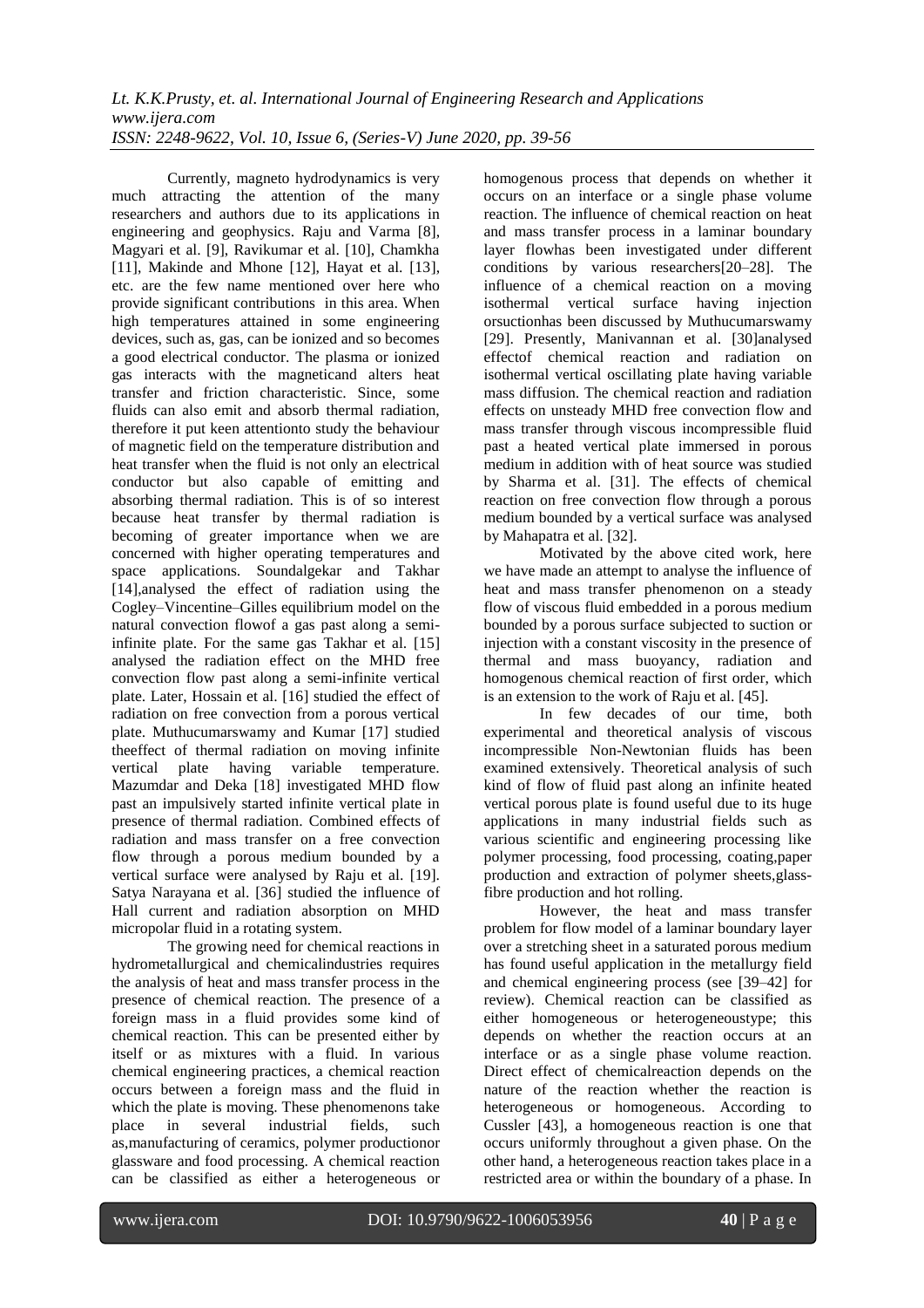Currently, magneto hydrodynamics is very much attracting the attention of the many researchers and authors due to its applications in engineering and geophysics. Raju and Varma [8], Magyari et al. [9], Ravikumar et al. [10], Chamkha [11], Makinde and Mhone [12], Hayat et al. [13], etc. are the few name mentioned over here who provide significant contributions in this area. When high temperatures attained in some engineering devices, such as, gas, can be ionized and so becomes a good electrical conductor. The plasma or ionized gas interacts with the magneticand alters heat transfer and friction characteristic. Since, some fluids can also emit and absorb thermal radiation, therefore it put keen attentionto study the behaviour of magnetic field on the temperature distribution and heat transfer when the fluid is not only an electrical conductor but also capable of emitting and absorbing thermal radiation. This is of so interest because heat transfer by thermal radiation is becoming of greater importance when we are concerned with higher operating temperatures and space applications. Soundalgekar and Takhar [14],analysed the effect of radiation using the Cogley–Vincentine–Gilles equilibrium model on the natural convection flowof a gas past along a semi-infinite plate. For the same gas Takhar et al. [15] analysed the radiation effect on the MHD free convection flow past along a semi-infinite vertical plate. Later, Hossain et al. [16] studied the effect of radiation on free convection from a porous vertical plate. Muthucumarswamy and Kumar [17] studied theeffect of thermal radiation on moving infinite vertical plate having variable temperature. Mazumdar and Deka [18] investigated MHD flow past an impulsively started infinite vertical plate in presence of thermal radiation. Combined effects of radiation and mass transfer on a free convection flow through a porous medium bounded by a vertical surface were analysed by Raju et al. [19]. Satya Narayana et al. [36] studied the influence of Hall current and radiation absorption on MHD micropolar fluid in a rotating system.

The growing need for chemical reactions in hydrometallurgical and chemicalindustries requires the analysis of heat and mass transfer process in the presence of chemical reaction. The presence of a foreign mass in a fluid provides some kind of chemical reaction. This can be presented either by itself or as mixtures with a fluid. In various chemical engineering practices, a chemical reaction occurs between a foreign mass and the fluid in which the plate is moving. These phenomenons take place in several industrial fields, such as,manufacturing of ceramics, polymer productionor glassware and food processing. A chemical reaction can be classified as either a heterogeneous or homogenous process that depends on whether it occurs on an interface or a single phase volume reaction. The influence of chemical reaction on heat and mass transfer process in a laminar boundary layer flowhas been investigated under different conditions by various researchers[20–28]. The influence of a chemical reaction on a moving isothermal vertical surface having injection orsuctionhas been discussed by Muthucumarswamy [29]. Presently, Manivannan et al. [30]analysed effectof chemical reaction and radiation on isothermal vertical oscillating plate having variable mass diffusion. The chemical reaction and radiation effects on unsteady MHD free convection flow and mass transfer through viscous incompressible fluid past a heated vertical plate immersed in porous medium in addition with of heat source was studied by Sharma et al. [31]. The effects of chemical reaction on free convection flow through a porous medium bounded by a vertical surface was analysed by Mahapatra et al. [32].

Motivated by the above cited work, here we have made an attempt to analyse the influence of heat and mass transfer phenomenon on a steady flow of viscous fluid embedded in a porous medium bounded by a porous surface subjected to suction or injection with a constant viscosity in the presence of thermal and mass buoyancy, radiation and homogenous chemical reaction of first order, which is an extension to the work of Raju et al. [45].

In few decades of our time, both experimental and theoretical analysis of viscous incompressible Non-Newtonian fluids has been examined extensively. Theoretical analysis of such kind of flow of fluid past along an infinite heated vertical porous plate is found useful due to its huge applications in many industrial fields such as various scientific and engineering processing like polymer processing, food processing, coating,paper production and extraction of polymer sheets,glass-fibre production and hot rolling.

However, the heat and mass transfer problem for flow model of a laminar boundary layer over a stretching sheet in a saturated porous medium has found useful application in the metallurgy field and chemical engineering process (see [39–42] for review). Chemical reaction can be classified as either homogeneous or heterogeneoustype; this depends on whether the reaction occurs at an interface or as a single phase volume reaction. Direct effect of chemicalreaction depends on the nature of the reaction whether the reaction is heterogeneous or homogeneous. According to Cussler [43], a homogeneous reaction is one that occurs uniformly throughout a given phase. On the other hand, a heterogeneous reaction takes place in a restricted area or within the boundary of a phase. In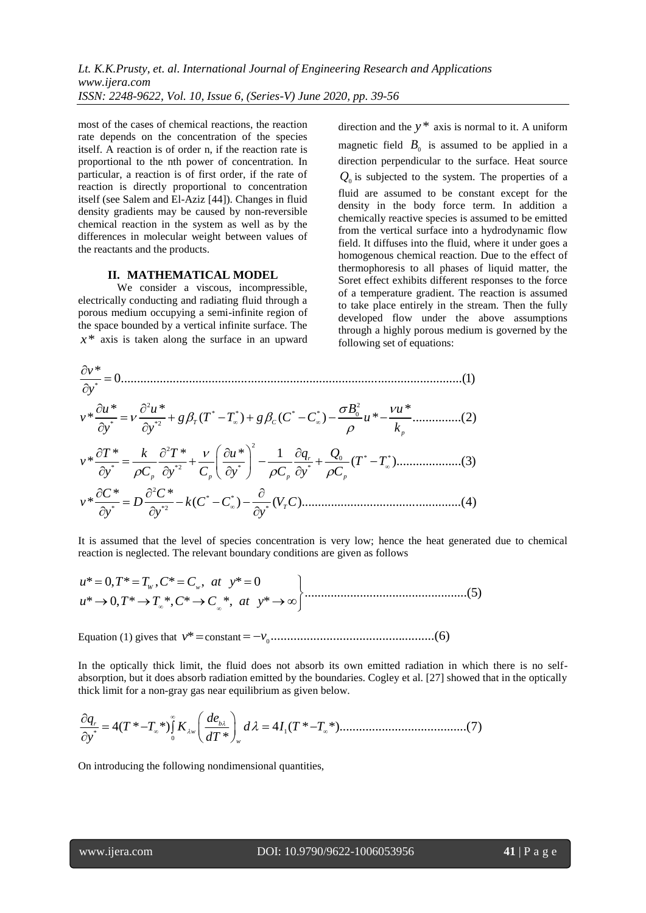most of the cases of chemical reactions, the reaction rate depends on the concentration of the species itself. A reaction is of order n, if the reaction rate is proportional to the nth power of concentration. In particular, a reaction is of first order, if the rate of reaction is directly proportional to concentration itself (see Salem and El-Aziz [44]). Changes in fluid density gradients may be caused by non-reversible chemical reaction in the system as well as by the differences in molecular weight between values of the reactants and the products.

## II. MATHEMATICAL MODEL

We consider a viscous, incompressible, electrically conducting and radiating fluid through a porous medium occupying a semi-infinite region of the space bounded by a vertical infinite surface. The $x^*$ axis is taken along the surface in an upward direction and the $y^*$ axis is normal to it. A uniform magnetic field $B_0$ is assumed to be applied in a direction perpendicular to the surface. Heat source $Q_0$ is subjected to the system. The properties of a fluid are assumed to be constant except for the density in the body force term. In addition a chemically reactive species is assumed to be emitted from the vertical surface into a hydrodynamic flow field. It diffuses into the fluid, where it under goes a homogenous chemical reaction. Due to the effect of thermophoresis to all phases of liquid matter, the Soret effect exhibits different responses to the force of a temperature gradient. The reaction is assumed to take place entirely in the stream. Then the fully developed flow under the above assumptions through a highly porous medium is governed by the following set of equations:

$$\frac{\partial v^*}{\partial y^*} = 0 \qquad (1)$$

$$v^* \frac{\partial u^*}{\partial y^*} = \nu \frac{\partial^2 u^*}{\partial y^{*2}} + g\beta_T (T^* - T_\infty^*) + g\beta_C (C^* - C_\infty^*) - \frac{\sigma B_0^2}{\rho} u^* - \frac{\nu u^*}{k_p} \qquad (2)$$

$$v^* \frac{\partial T^*}{\partial y^*} = \frac{k}{\rho C_p} \frac{\partial^2 T^*}{\partial y^{*2}} + \frac{\nu}{C_p} \left(\frac{\partial u^*}{\partial y^*}\right)^2 - \frac{1}{\rho C_p} \frac{\partial q_r}{\partial y^*} + \frac{Q_0}{\rho C_p} (T^* - T_\infty^*) \qquad (3)$$

$$v^* \frac{\partial C^*}{\partial y^*} = D \frac{\partial^2 C^*}{\partial y^{*2}} - k(C^* - C_\infty^*) - \frac{\partial}{\partial y^*}(V_T C) \qquad (4)$$

It is assumed that the level of species concentration is very low; hence the heat generated due to chemical reaction is neglected. The relevant boundary conditions are given as follows

$$\left.\begin{array}{l} u^* = 0, T^* = T_w, C^* = C_w, \ at \ \ y^* = 0 \\ u^* \to 0, T^* \to T_\infty^*, C^* \to C_\infty^*, \ at \ \ y^* \to \infty \end{array}\right\} \qquad (5)$$

Equation (1) gives that $v^* = \text{constant} = -v_0$ (6)

In the optically thick limit, the fluid does not absorb its own emitted radiation in which there is no self-absorption, but it does absorb radiation emitted by the boundaries. Cogley et al. [27] showed that in the optically thick limit for a non-gray gas near equilibrium as given below.

$$\frac{\partial q_r}{\partial y^*} = 4(T^* - T_\infty^*) \int_0^\infty K_{\lambda w} \left(\frac{de_{b\lambda}}{dT^*}\right)_w d\lambda = 4I_1 (T^* - T_\infty^*) \qquad (7)$$

On introducing the following nondimensional quantities,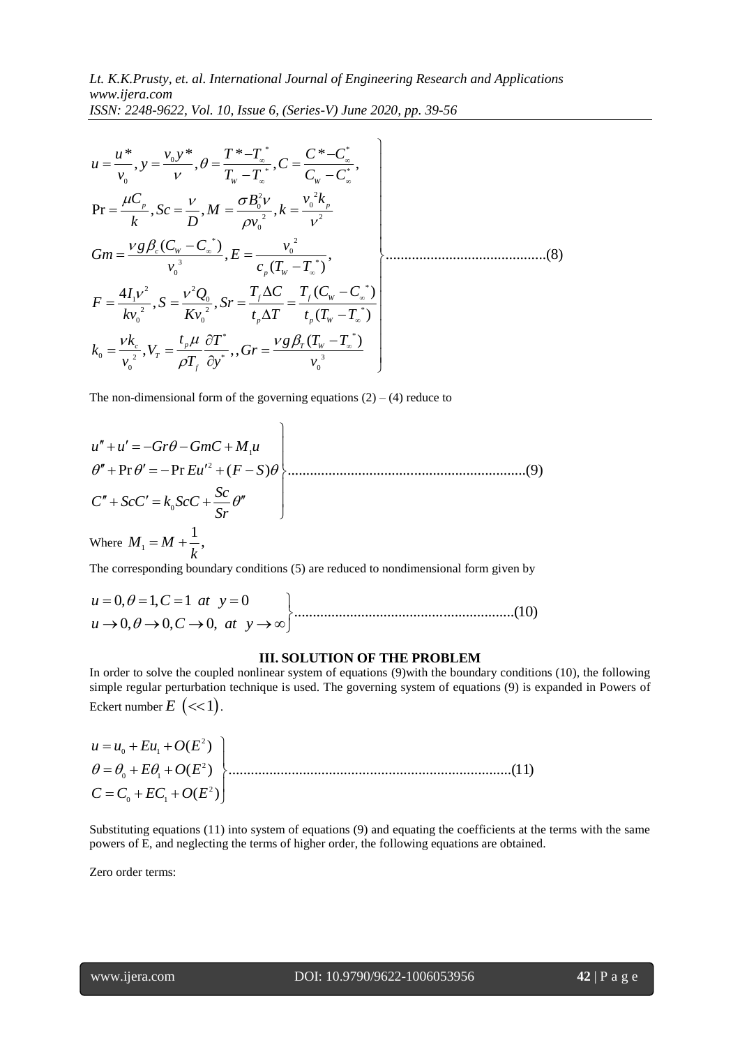$$
\left.
\begin{aligned}
& u=\frac{u^*}{v_0}, y=\frac{v_0 y^*}{\nu}, \theta=\frac{T^*-T_\infty^*}{T_W-T_\infty^*}, C=\frac{C^*-C_\infty^*}{C_W-C_\infty^*}, \\
& \Pr=\frac{\mu C_p}{k}, Sc=\frac{\nu}{D}, M=\frac{\sigma B_0^2 \nu}{\rho {v_0}^2}, k=\frac{{v_0}^2 k_p}{\nu^2} \\
& Gm=\frac{\nu g \beta_c (C_W-C_\infty^*)}{{v_0}^3}, E=\frac{{v_0}^2}{c_p (T_W-T_\infty^*)}, \\
& F=\frac{4 I_1 \nu^2}{k {v_0}^2}, S=\frac{\nu^2 Q_0}{K {v_0}^2}, Sr=\frac{T_f \Delta C}{t_p \Delta T}=\frac{T_f (C_W-C_\infty^*)}{t_p (T_W-T_\infty^*)} \\
& k_0=\frac{\nu k_c}{{v_0}^2}, V_T=\frac{t_p \mu}{\rho T_f}\frac{\partial T^*}{\partial y^*},, Gr=\frac{\nu g \beta_T (T_W-T_\infty^*)}{{v_0}^3}
\end{aligned}
\right\} \qquad (8)
$$

The non-dimensional form of the governing equations (2) – (4) reduce to

$$
\left.
\begin{aligned}
& u''+u'=-Gr\theta-GmC+M_1 u \\
& \theta''+\Pr\theta'=-\Pr Eu'^2+(F-S)\theta \\
& C''+ScC'=k_0 ScC+\frac{Sc}{Sr}\theta''
\end{aligned}
\right\} \qquad (9)
$$

Where $M_1=M+\frac{1}{k}$,

The corresponding boundary conditions (5) are reduced to nondimensional form given by

$$
\left.
\begin{aligned}
& u=0, \theta=1, C=1 \ \ at \ \ y=0 \\
& u\to 0, \theta\to 0, C\to 0, \ \ at \ \ y\to\infty
\end{aligned}
\right\} \qquad (10)
$$

## III. SOLUTION OF THE PROBLEM

In order to solve the coupled nonlinear system of equations (9)with the boundary conditions (10), the following simple regular perturbation technique is used. The governing system of equations (9) is expanded in Powers of Eckert number $E \ (<<1)$.

$$
\left.
\begin{aligned}
& u=u_0+Eu_1+O(E^2) \\
& \theta=\theta_0+E\theta_1+O(E^2) \\
& C=C_0+EC_1+O(E^2)
\end{aligned}
\right\} \qquad (11)
$$

Substituting equations (11) into system of equations (9) and equating the coefficients at the terms with the same powers of E, and neglecting the terms of higher order, the following equations are obtained.

Zero order terms: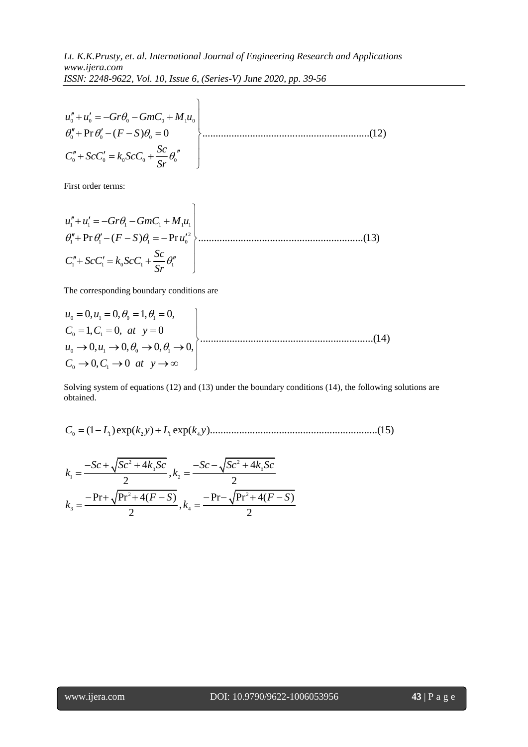$$\left.\begin{aligned} &u_0'' + u_0' = -Gr\theta_0 - GmC_0 + M_1 u_0 \\ &\theta_0'' + \Pr\theta_0' - (F-S)\theta_0 = 0 \\ &C_0'' + ScC_0' = k_0 ScC_0 + \frac{Sc}{Sr}\theta_0'' \end{aligned}\right\} \quad (12)$$

First order terms:

$$\left.\begin{aligned} &u_1'' + u_1' = -Gr\theta_1 - GmC_1 + M_1 u_1 \\ &\theta_1'' + \Pr\theta_1' - (F-S)\theta_1 = -\Pr u_0'^2 \\ &C_1'' + ScC_1' = k_0 ScC_1 + \frac{Sc}{Sr}\theta_1'' \end{aligned}\right\} \quad (13)$$

The corresponding boundary conditions are

$$\left.\begin{aligned} &u_0 = 0, u_1 = 0, \theta_0 = 1, \theta_1 = 0, \\ &C_0 = 1, C_1 = 0, \ at \ \ y = 0 \\ &u_0 \to 0, u_1 \to 0, \theta_0 \to 0, \theta_1 \to 0, \\ &C_0 \to 0, C_1 \to 0 \ \ at \ \ y \to \infty \end{aligned}\right\} \quad (14)$$

Solving system of equations (12) and (13) under the boundary conditions (14), the following solutions are obtained.

$$C_0 = (1 - L_1)\exp(k_2 y) + L_1 \exp(k_4 y) \quad (15)$$

$$k_1 = \frac{-Sc + \sqrt{Sc^2 + 4k_0 Sc}}{2}, k_2 = \frac{-Sc - \sqrt{Sc^2 + 4k_0 Sc}}{2}$$

$$k_3 = \frac{-\Pr + \sqrt{\Pr^2 + 4(F-S)}}{2}, k_4 = \frac{-\Pr - \sqrt{\Pr^2 + 4(F-S)}}{2}$$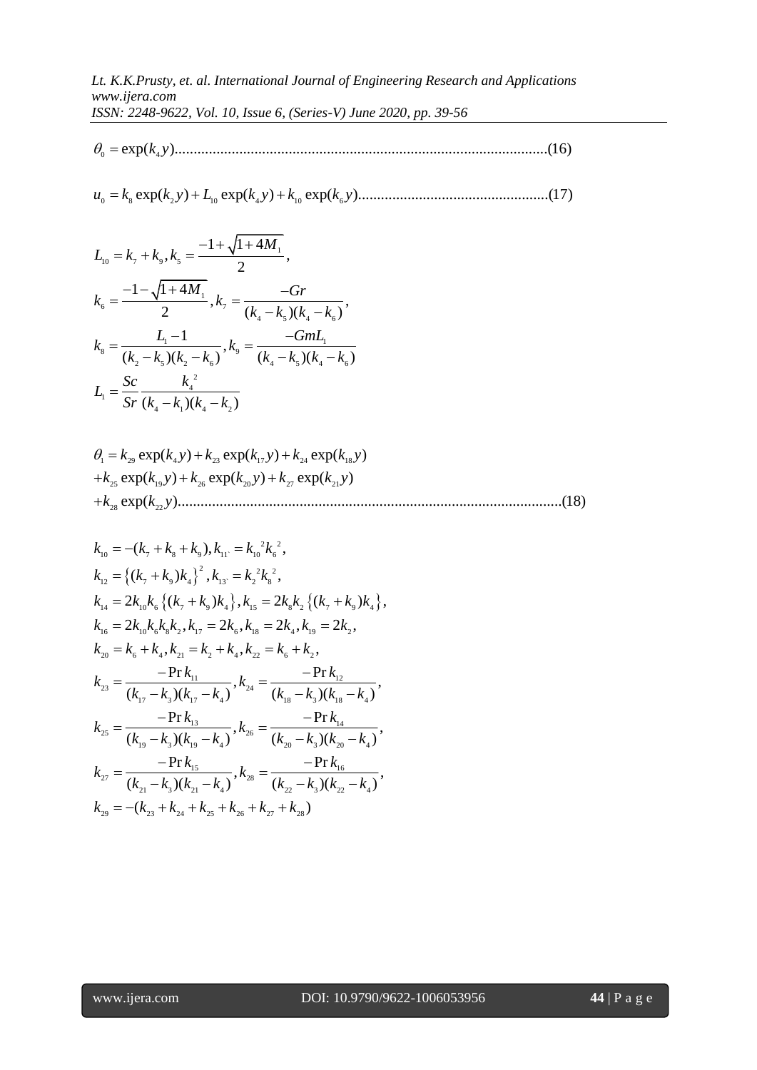$$\theta_0 = \exp(k_4 y) \qquad (16)$$

$$u_0 = k_8 \exp(k_2 y) + L_{10} \exp(k_4 y) + k_{10} \exp(k_6 y) \qquad (17)$$

$$L_{10} = k_7 + k_9, k_5 = \frac{-1+\sqrt{1+4M_1}}{2},$$

$$k_6 = \frac{-1-\sqrt{1+4M_1}}{2}, k_7 = \frac{-Gr}{(k_4 - k_5)(k_4 - k_6)},$$

$$k_8 = \frac{L_1 - 1}{(k_2 - k_5)(k_2 - k_6)}, k_9 = \frac{-GmL_1}{(k_4 - k_5)(k_4 - k_6)}$$

$$L_1 = \frac{Sc}{Sr}\frac{k_4^{\,2}}{(k_4 - k_1)(k_4 - k_2)}$$

$$\theta_1 = k_{29} \exp(k_4 y) + k_{23} \exp(k_{17} y) + k_{24} \exp(k_{18} y)$$
$$+ k_{25} \exp(k_{19} y) + k_{26} \exp(k_{20} y) + k_{27} \exp(k_{21} y)$$
$$+ k_{28} \exp(k_{22} y) \qquad (18)$$

$$k_{10} = -(k_7 + k_8 + k_9), k_{11} = k_{10}^{\,2} k_6^{\,2},$$

$$k_{12} = \left\{(k_7 + k_9)k_4\right\}^2, k_{13} = k_2^{\,2} k_8^{\,2},$$

$$k_{14} = 2k_{10}k_6\left\{(k_7 + k_9)k_4\right\}, k_{15} = 2k_8 k_2\left\{(k_7 + k_9)k_4\right\},$$

$$k_{16} = 2k_{10}k_6 k_8 k_2, k_{17} = 2k_6, k_{18} = 2k_4, k_{19} = 2k_2,$$

$$k_{20} = k_6 + k_4, k_{21} = k_2 + k_4, k_{22} = k_6 + k_2,$$

$$k_{23} = \frac{-\Pr k_{11}}{(k_{17} - k_3)(k_{17} - k_4)}, k_{24} = \frac{-\Pr k_{12}}{(k_{18} - k_3)(k_{18} - k_4)},$$

$$k_{25} = \frac{-\Pr k_{13}}{(k_{19} - k_3)(k_{19} - k_4)}, k_{26} = \frac{-\Pr k_{14}}{(k_{20} - k_3)(k_{20} - k_4)},$$

$$k_{27} = \frac{-\Pr k_{15}}{(k_{21} - k_3)(k_{21} - k_4)}, k_{28} = \frac{-\Pr k_{16}}{(k_{22} - k_3)(k_{22} - k_4)},$$

$$k_{29} = -(k_{23} + k_{24} + k_{25} + k_{26} + k_{27} + k_{28})$$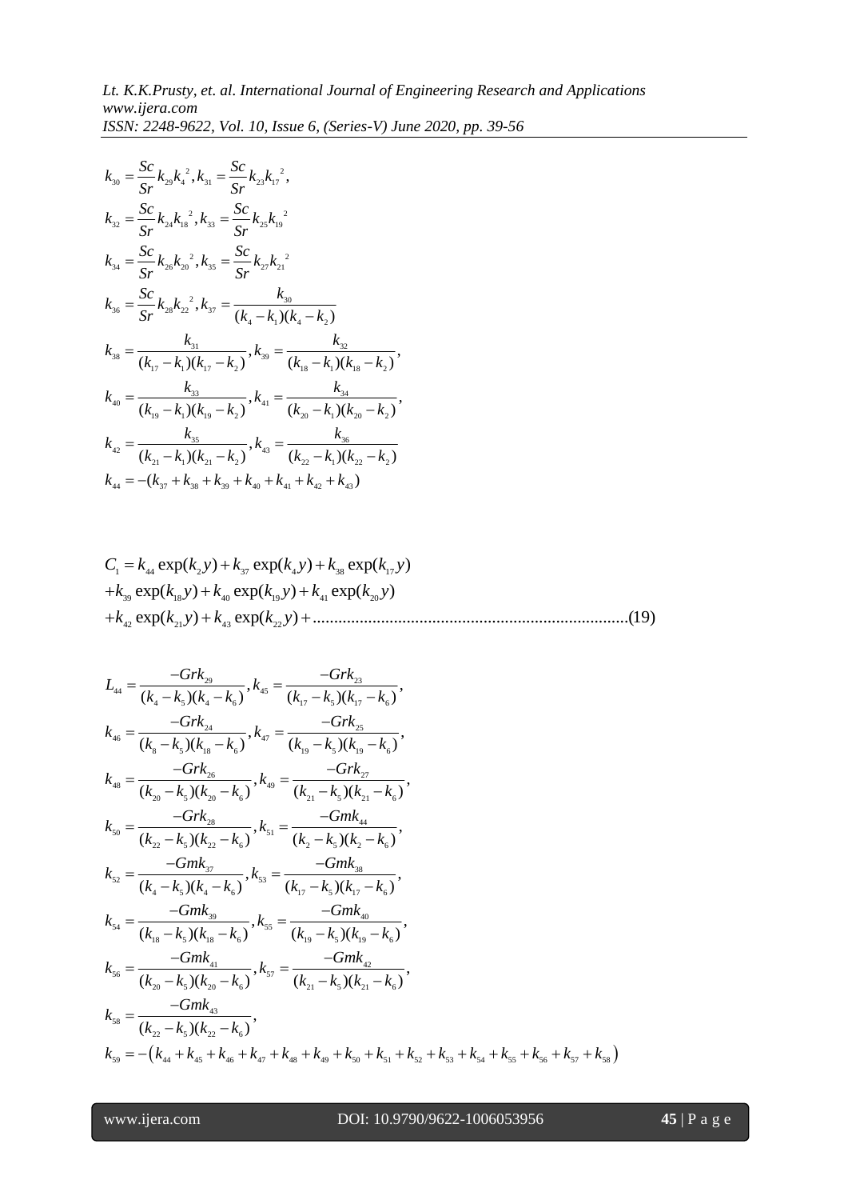$$k_{30} = \frac{Sc}{Sr} k_{29} k_4^{\,2}, k_{31} = \frac{Sc}{Sr} k_{23} k_{17}^{\,2},$$

$$k_{32} = \frac{Sc}{Sr} k_{24} k_{18}^{\,2}, k_{33} = \frac{Sc}{Sr} k_{25} k_{19}^{\,2}$$

$$k_{34} = \frac{Sc}{Sr} k_{26} k_{20}^{\,2}, k_{35} = \frac{Sc}{Sr} k_{27} k_{21}^{\,2}$$

$$k_{36} = \frac{Sc}{Sr} k_{28} k_{22}^{\,2}, k_{37} = \frac{k_{30}}{(k_4 - k_1)(k_4 - k_2)}$$

$$k_{38} = \frac{k_{31}}{(k_{17} - k_1)(k_{17} - k_2)}, k_{39} = \frac{k_{32}}{(k_{18} - k_1)(k_{18} - k_2)},$$

$$k_{40} = \frac{k_{33}}{(k_{19} - k_1)(k_{19} - k_2)}, k_{41} = \frac{k_{34}}{(k_{20} - k_1)(k_{20} - k_2)},$$

$$k_{42} = \frac{k_{35}}{(k_{21} - k_1)(k_{21} - k_2)}, k_{43} = \frac{k_{36}}{(k_{22} - k_1)(k_{22} - k_2)}$$

$$k_{44} = -(k_{37} + k_{38} + k_{39} + k_{40} + k_{41} + k_{42} + k_{43})$$

$$C_1 = k_{44} \exp(k_2 y) + k_{37} \exp(k_4 y) + k_{38} \exp(k_{17} y)$$
$$+ k_{39} \exp(k_{18} y) + k_{40} \exp(k_{19} y) + k_{41} \exp(k_{20} y)$$
$$+ k_{42} \exp(k_{21} y) + k_{43} \exp(k_{22} y) + \ldots \qquad (19)$$

$$L_{44} = \frac{-Grk_{29}}{(k_4 - k_5)(k_4 - k_6)}, k_{45} = \frac{-Grk_{23}}{(k_{17} - k_5)(k_{17} - k_6)},$$

$$k_{46} = \frac{-Grk_{24}}{(k_8 - k_5)(k_{18} - k_6)}, k_{47} = \frac{-Grk_{25}}{(k_{19} - k_5)(k_{19} - k_6)},$$

$$k_{48} = \frac{-Grk_{26}}{(k_{20} - k_5)(k_{20} - k_6)}, k_{49} = \frac{-Grk_{27}}{(k_{21} - k_5)(k_{21} - k_6)},$$

$$k_{50} = \frac{-Grk_{28}}{(k_{22} - k_5)(k_{22} - k_6)}, k_{51} = \frac{-Gmk_{44}}{(k_2 - k_5)(k_2 - k_6)},$$

$$k_{52} = \frac{-Gmk_{37}}{(k_4 - k_5)(k_4 - k_6)}, k_{53} = \frac{-Gmk_{38}}{(k_{17} - k_5)(k_{17} - k_6)},$$

$$k_{54} = \frac{-Gmk_{39}}{(k_{18} - k_5)(k_{18} - k_6)}, k_{55} = \frac{-Gmk_{40}}{(k_{19} - k_5)(k_{19} - k_6)},$$

$$k_{56} = \frac{-Gmk_{41}}{(k_{20} - k_5)(k_{20} - k_6)}, k_{57} = \frac{-Gmk_{42}}{(k_{21} - k_5)(k_{21} - k_6)},$$

$$k_{58} = \frac{-Gmk_{43}}{(k_{22} - k_5)(k_{22} - k_6)},$$

$$k_{59} = -\left(k_{44} + k_{45} + k_{46} + k_{47} + k_{48} + k_{49} + k_{50} + k_{51} + k_{52} + k_{53} + k_{54} + k_{55} + k_{56} + k_{57} + k_{58}\right)$$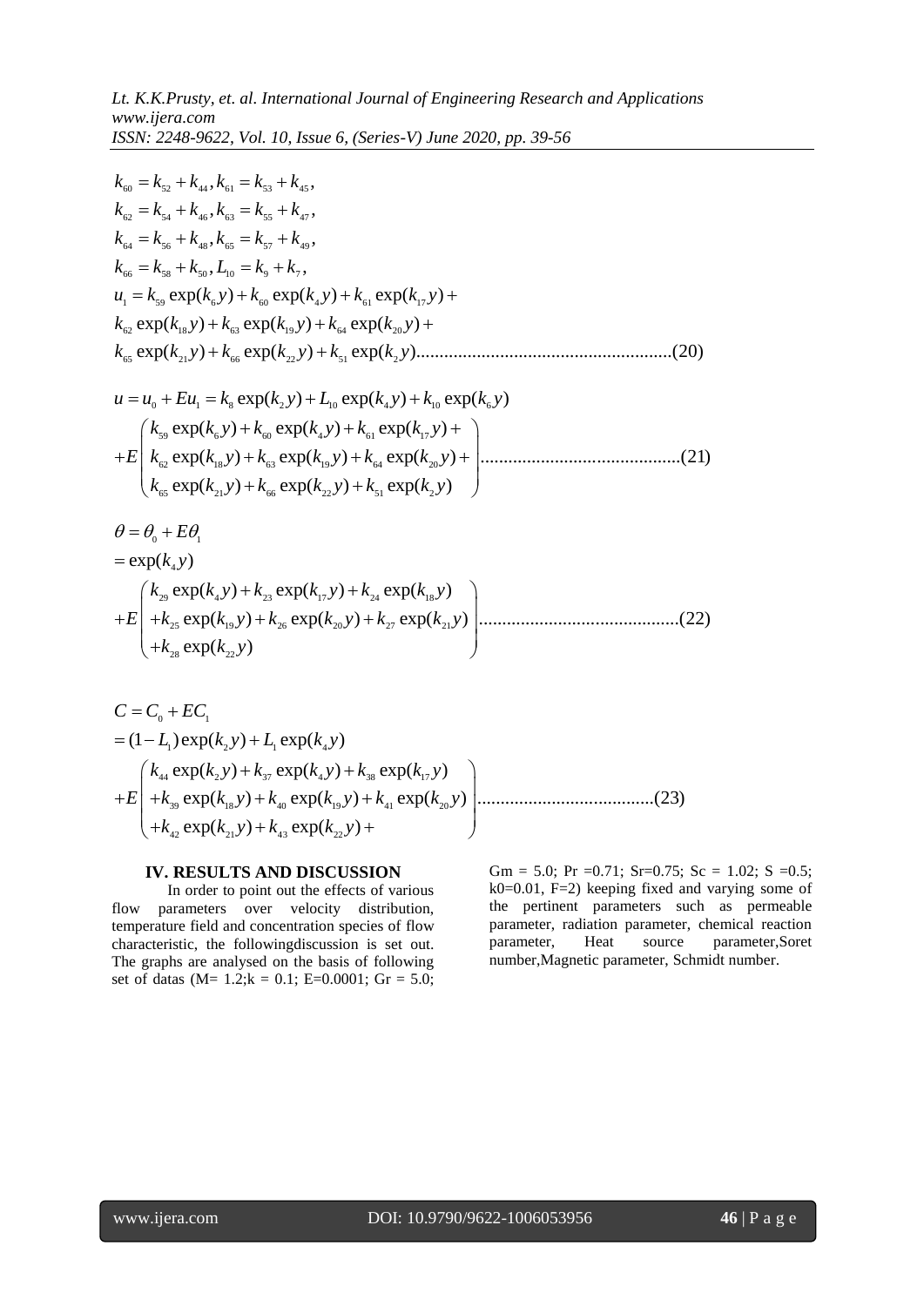$$k_{60} = k_{52} + k_{44}, k_{61} = k_{53} + k_{45},$$
$$k_{62} = k_{54} + k_{46}, k_{63} = k_{55} + k_{47},$$
$$k_{64} = k_{56} + k_{48}, k_{65} = k_{57} + k_{49},$$
$$k_{66} = k_{58} + k_{50}, L_{10} = k_{9} + k_{7},$$

$$u_1 = k_{59} \exp(k_6 y) + k_{60} \exp(k_4 y) + k_{61} \exp(k_{17} y) + k_{62} \exp(k_{18} y) + k_{63} \exp(k_{19} y) + k_{64} \exp(k_{20} y) + k_{65} \exp(k_{21} y) + k_{66} \exp(k_{22} y) + k_{51} \exp(k_2 y) \quad (20)$$

$$u = u_0 + Eu_1 = k_8 \exp(k_2 y) + L_{10} \exp(k_4 y) + k_{10} \exp(k_6 y) + E\begin{pmatrix} k_{59} \exp(k_6 y) + k_{60} \exp(k_4 y) + k_{61} \exp(k_{17} y) + \\ k_{62} \exp(k_{18} y) + k_{63} \exp(k_{19} y) + k_{64} \exp(k_{20} y) + \\ k_{65} \exp(k_{21} y) + k_{66} \exp(k_{22} y) + k_{51} \exp(k_2 y) \end{pmatrix} \quad (21)$$

$$\theta = \theta_0 + E\theta_1 = \exp(k_4 y) + E\begin{pmatrix} k_{29} \exp(k_4 y) + k_{23} \exp(k_{17} y) + k_{24} \exp(k_{18} y) \\ + k_{25} \exp(k_{19} y) + k_{26} \exp(k_{20} y) + k_{27} \exp(k_{21} y) \\ + k_{28} \exp(k_{22} y) \end{pmatrix} \quad (22)$$

$$C = C_0 + EC_1 = (1 - L_1) \exp(k_2 y) + L_1 \exp(k_4 y) + E\begin{pmatrix} k_{44} \exp(k_2 y) + k_{37} \exp(k_4 y) + k_{38} \exp(k_{17} y) \\ + k_{39} \exp(k_{18} y) + k_{40} \exp(k_{19} y) + k_{41} \exp(k_{20} y) \\ + k_{42} \exp(k_{21} y) + k_{43} \exp(k_{22} y) + \end{pmatrix} \quad (23)$$

## IV. RESULTS AND DISCUSSION

In order to point out the effects of various flow parameters over velocity distribution, temperature field and concentration species of flow characteristic, the followingdiscussion is set out. The graphs are analysed on the basis of following set of datas (M= 1.2;k = 0.1; E=0.0001; Gr = 5.0; Gm = 5.0; Pr =0.71; Sr=0.75; Sc = 1.02; S =0.5; k0=0.01, F=2) keeping fixed and varying some of the pertinent parameters such as permeable parameter, radiation parameter, chemical reaction parameter, Heat source parameter,Soret number,Magnetic parameter, Schmidt number.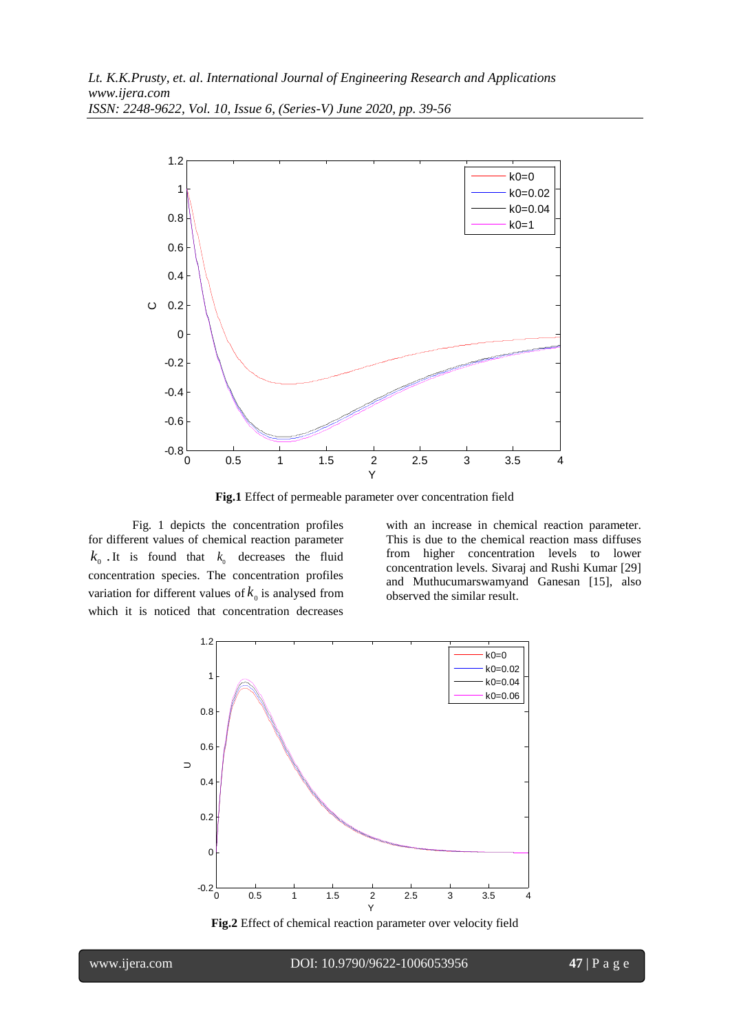**Fig.1** Effect of permeable parameter over concentration field

Fig. 1 depicts the concentration profiles for different values of chemical reaction parameter $k_0$. It is found that $k_0$ decreases the fluid concentration species. The concentration profiles variation for different values of $k_0$ is analysed from which it is noticed that concentration decreases with an increase in chemical reaction parameter. This is due to the chemical reaction mass diffuses from higher concentration levels to lower concentration levels. Sivaraj and Rushi Kumar [29] and Muthucumarswamyand Ganesan [15], also observed the similar result.

**Fig.2** Effect of chemical reaction parameter over velocity field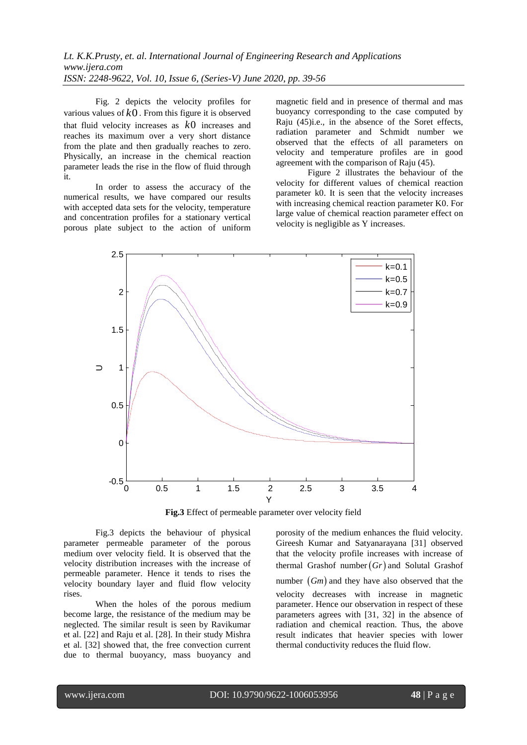Fig. 2 depicts the velocity profiles for various values of $k0$. From this figure it is observed that fluid velocity increases as $k0$ increases and reaches its maximum over a very short distance from the plate and then gradually reaches to zero. Physically, an increase in the chemical reaction parameter leads the rise in the flow of fluid through it.

In order to assess the accuracy of the numerical results, we have compared our results with accepted data sets for the velocity, temperature and concentration profiles for a stationary vertical porous plate subject to the action of uniform magnetic field and in presence of thermal and mas buoyancy corresponding to the case computed by Raju (45)i.e., in the absence of the Soret effects, radiation parameter and Schmidt number we observed that the effects of all parameters on velocity and temperature profiles are in good agreement with the comparison of Raju (45).

Figure 2 illustrates the behaviour of the velocity for different values of chemical reaction parameter k0. It is seen that the velocity increases with increasing chemical reaction parameter K0. For large value of chemical reaction parameter effect on velocity is negligible as Y increases.

**Fig.3** Effect of permeable parameter over velocity field

Fig.3 depicts the behaviour of physical parameter permeable parameter of the porous medium over velocity field. It is observed that the velocity distribution increases with the increase of permeable parameter. Hence it tends to rises the velocity boundary layer and fluid flow velocity rises.

When the holes of the porous medium become large, the resistance of the medium may be neglected. The similar result is seen by Ravikumar et al. [22] and Raju et al. [28]. In their study Mishra et al. [32] showed that, the free convection current due to thermal buoyancy, mass buoyancy and porosity of the medium enhances the fluid velocity. Gireesh Kumar and Satyanarayana [31] observed that the velocity profile increases with increase of thermal Grashof number $(Gr)$ and Solutal Grashof number $(Gm)$ and they have also observed that the velocity decreases with increase in magnetic parameter. Hence our observation in respect of these parameters agrees with [31, 32] in the absence of radiation and chemical reaction. Thus, the above result indicates that heavier species with lower thermal conductivity reduces the fluid flow.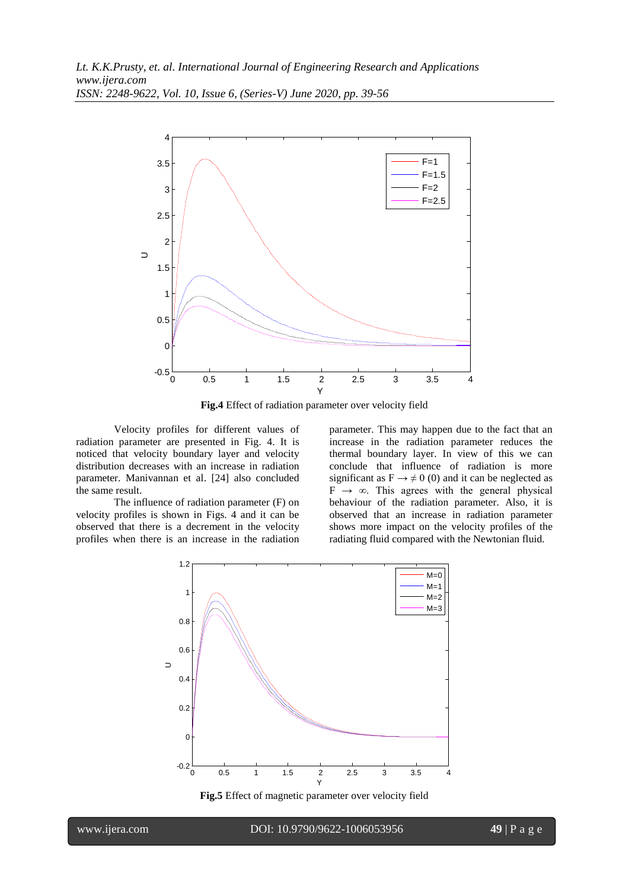**Fig.4** Effect of radiation parameter over velocity field

Velocity profiles for different values of radiation parameter are presented in Fig. 4. It is noticed that velocity boundary layer and velocity distribution decreases with an increase in radiation parameter. Manivannan et al. [24] also concluded the same result.

The influence of radiation parameter (F) on velocity profiles is shown in Figs. 4 and it can be observed that there is a decrement in the velocity profiles when there is an increase in the radiation parameter. This may happen due to the fact that an increase in the radiation parameter reduces the thermal boundary layer. In view of this we can conclude that influence of radiation is more significant as $F \rightarrow \neq 0$ (0) and it can be neglected as $F \rightarrow \infty$. This agrees with the general physical behaviour of the radiation parameter. Also, it is observed that an increase in radiation parameter shows more impact on the velocity profiles of the radiating fluid compared with the Newtonian fluid.

**Fig.5** Effect of magnetic parameter over velocity field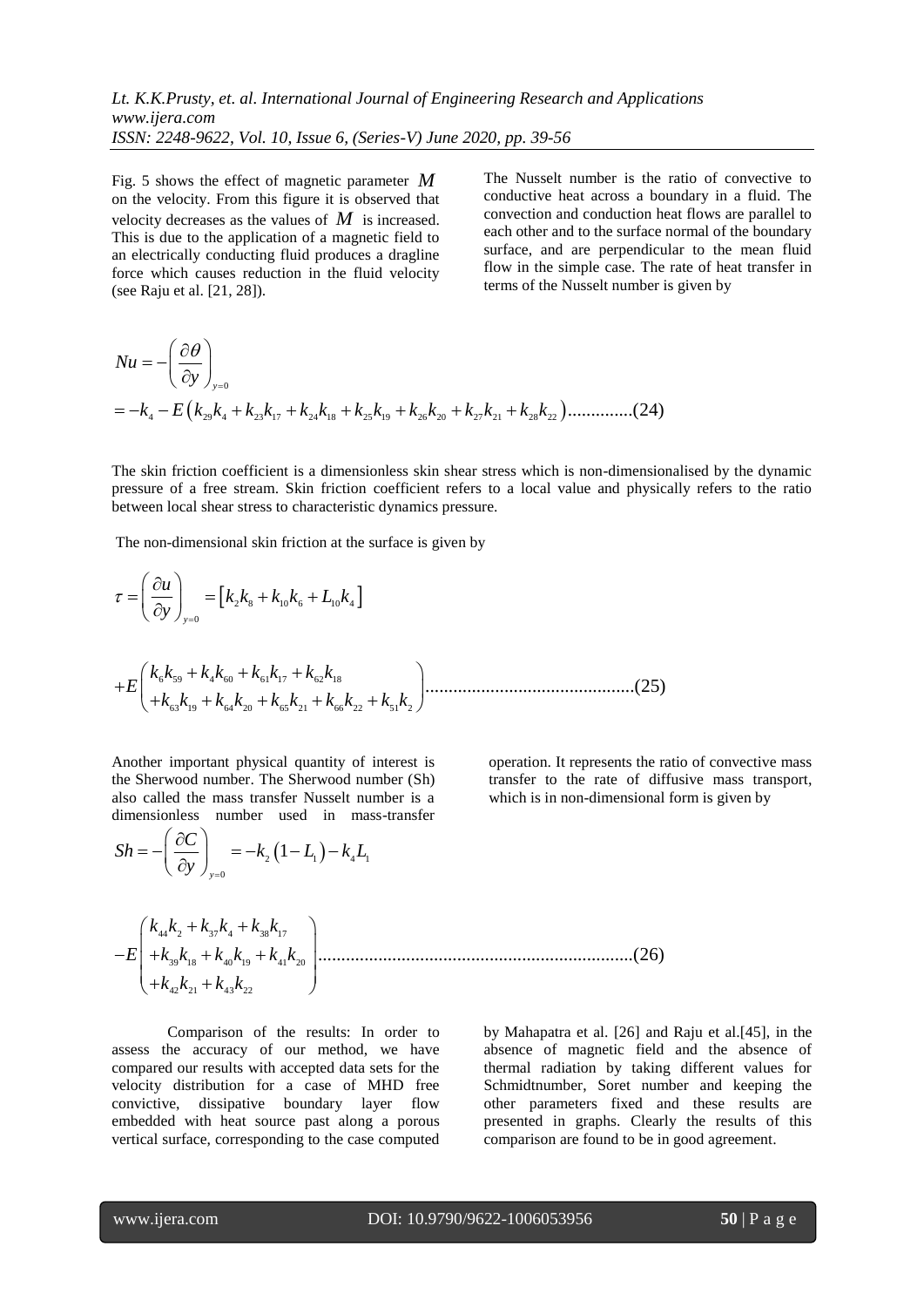Fig. 5 shows the effect of magnetic parameter $M$ on the velocity. From this figure it is observed that velocity decreases as the values of $M$ is increased. This is due to the application of a magnetic field to an electrically conducting fluid produces a dragline force which causes reduction in the fluid velocity (see Raju et al. [21, 28]).

The Nusselt number is the ratio of convective to conductive heat across a boundary in a fluid. The convection and conduction heat flows are parallel to each other and to the surface normal of the boundary surface, and are perpendicular to the mean fluid flow in the simple case. The rate of heat transfer in terms of the Nusselt number is given by

$$Nu = -\left(\frac{\partial \theta}{\partial y}\right)_{y=0}$$

$$= -k_4 - E\left(k_{29}k_4 + k_{23}k_{17} + k_{24}k_{18} + k_{25}k_{19} + k_{26}k_{20} + k_{27}k_{21} + k_{28}k_{22}\right) \qquad (24)$$

The skin friction coefficient is a dimensionless skin shear stress which is non-dimensionalised by the dynamic pressure of a free stream. Skin friction coefficient refers to a local value and physically refers to the ratio between local shear stress to characteristic dynamics pressure.

The non-dimensional skin friction at the surface is given by

$$\tau = \left(\frac{\partial u}{\partial y}\right)_{y=0} = \left[k_2 k_8 + k_{10}k_6 + L_{10}k_4\right]$$

$$+E\begin{pmatrix} k_6 k_{59} + k_4 k_{60} + k_{61}k_{17} + k_{62}k_{18} \\ +k_{63}k_{19} + k_{64}k_{20} + k_{65}k_{21} + k_{66}k_{22} + k_{51}k_2 \end{pmatrix} \qquad (25)$$

Another important physical quantity of interest is the Sherwood number. The Sherwood number (Sh) also called the mass transfer Nusselt number is a dimensionless number used in mass-transfer operation. It represents the ratio of convective mass transfer to the rate of diffusive mass transport, which is in non-dimensional form is given by

$$Sh = -\left(\frac{\partial C}{\partial y}\right)_{y=0} = -k_2\left(1 - L_1\right) - k_4 L_1$$

$$-E\begin{pmatrix} k_{44}k_2 + k_{37}k_4 + k_{38}k_{17} \\ +k_{39}k_{18} + k_{40}k_{19} + k_{41}k_{20} \\ +k_{42}k_{21} + k_{43}k_{22} \end{pmatrix} \qquad (26)$$

Comparison of the results: In order to assess the accuracy of our method, we have compared our results with accepted data sets for the velocity distribution for a case of MHD free convictive, dissipative boundary layer flow embedded with heat source past along a porous vertical surface, corresponding to the case computed by Mahapatra et al. [26] and Raju et al.[45], in the absence of magnetic field and the absence of thermal radiation by taking different values for Schmidtnumber, Soret number and keeping the other parameters fixed and these results are presented in graphs. Clearly the results of this comparison are found to be in good agreement.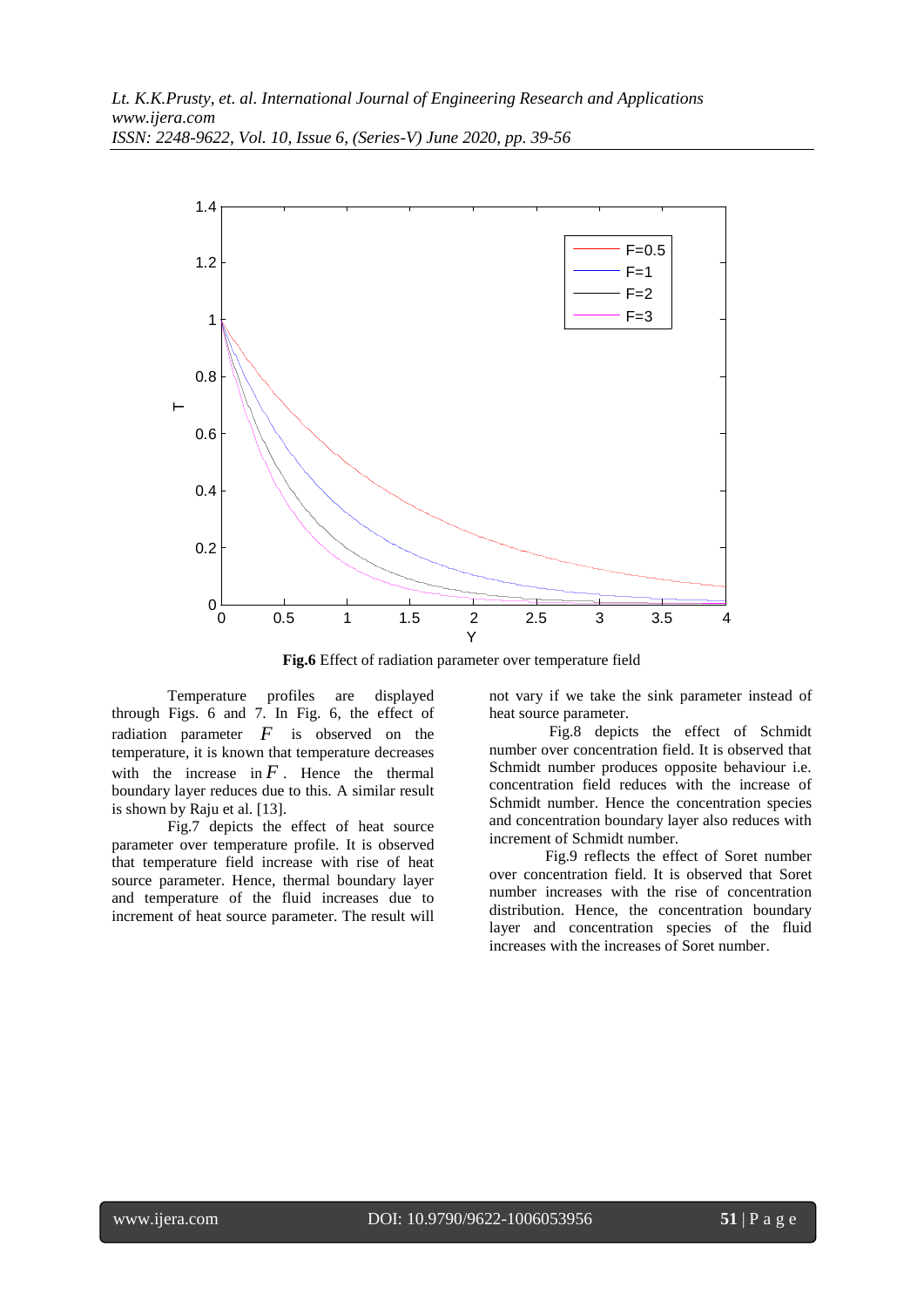**Fig.6** Effect of radiation parameter over temperature field

Temperature profiles are displayed through Figs. 6 and 7. In Fig. 6, the effect of radiation parameter $F$ is observed on the temperature, it is known that temperature decreases with the increase in $F$. Hence the thermal boundary layer reduces due to this. A similar result is shown by Raju et al. [13].

Fig.7 depicts the effect of heat source parameter over temperature profile. It is observed that temperature field increase with rise of heat source parameter. Hence, thermal boundary layer and temperature of the fluid increases due to increment of heat source parameter. The result will not vary if we take the sink parameter instead of heat source parameter.

Fig.8 depicts the effect of Schmidt number over concentration field. It is observed that Schmidt number produces opposite behaviour i.e. concentration field reduces with the increase of Schmidt number. Hence the concentration species and concentration boundary layer also reduces with increment of Schmidt number.

Fig.9 reflects the effect of Soret number over concentration field. It is observed that Soret number increases with the rise of concentration distribution. Hence, the concentration boundary layer and concentration species of the fluid increases with the increases of Soret number.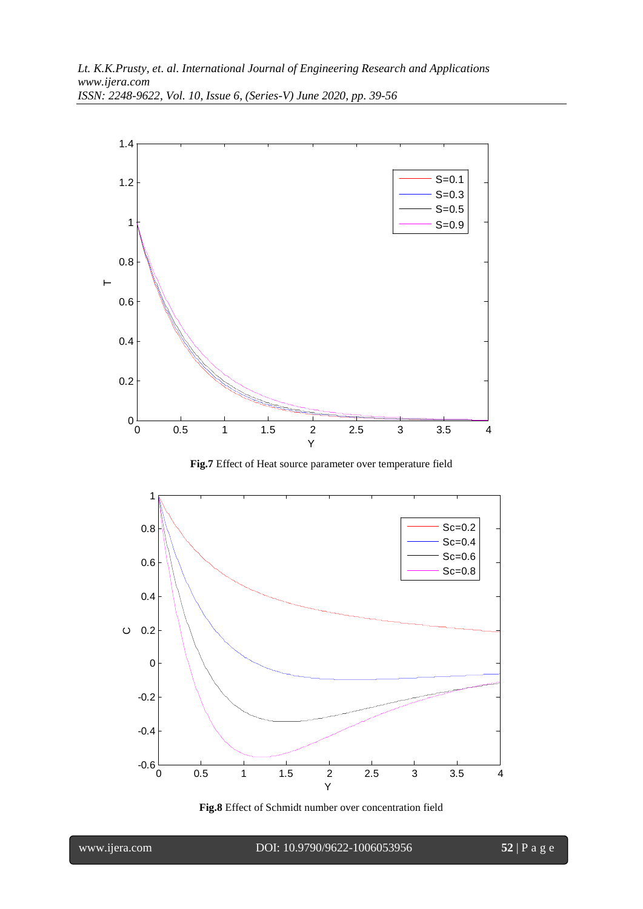**Fig.7** Effect of Heat source parameter over temperature field

**Fig.8** Effect of Schmidt number over concentration field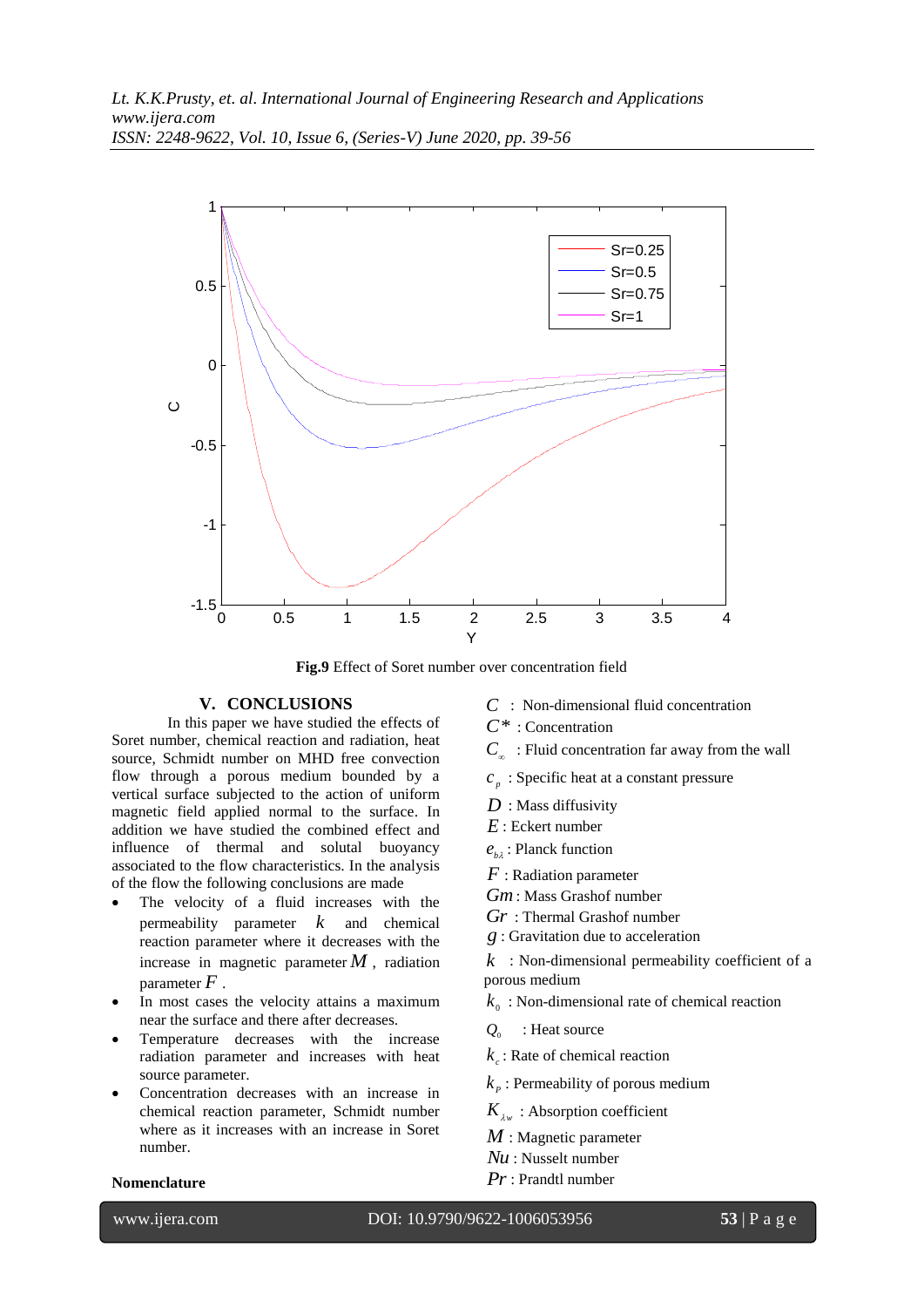**Fig.9** Effect of Soret number over concentration field

## V. CONCLUSIONS

In this paper we have studied the effects of Soret number, chemical reaction and radiation, heat source, Schmidt number on MHD free convection flow through a porous medium bounded by a vertical surface subjected to the action of uniform magnetic field applied normal to the surface. In addition we have studied the combined effect and influence of thermal and solutal buoyancy associated to the flow characteristics. In the analysis of the flow the following conclusions are made

- The velocity of a fluid increases with the permeability parameter $k$ and chemical reaction parameter where it decreases with the increase in magnetic parameter $M$, radiation parameter $F$.
- In most cases the velocity attains a maximum near the surface and there after decreases.
- Temperature decreases with the increase radiation parameter and increases with heat source parameter.
- Concentration decreases with an increase in chemical reaction parameter, Schmidt number where as it increases with an increase in Soret number.

**Nomenclature**

$C$ : Non-dimensional fluid concentration
$C^*$ : Concentration
$C_\infty$ : Fluid concentration far away from the wall
$c_p$ : Specific heat at a constant pressure
$D$ : Mass diffusivity
$E$ : Eckert number
$e_{b\lambda}$ : Planck function
$F$ : Radiation parameter
$Gm$ : Mass Grashof number
$Gr$ : Thermal Grashof number
$g$ : Gravitation due to acceleration
$k$ : Non-dimensional permeability coefficient of a porous medium
$k_0$ : Non-dimensional rate of chemical reaction
$Q_0$ : Heat source
$k_c$ : Rate of chemical reaction
$k_p$ : Permeability of porous medium
$K_{\lambda w}$ : Absorption coefficient
$M$ : Magnetic parameter
$Nu$ : Nusselt number
$Pr$ : Prandtl number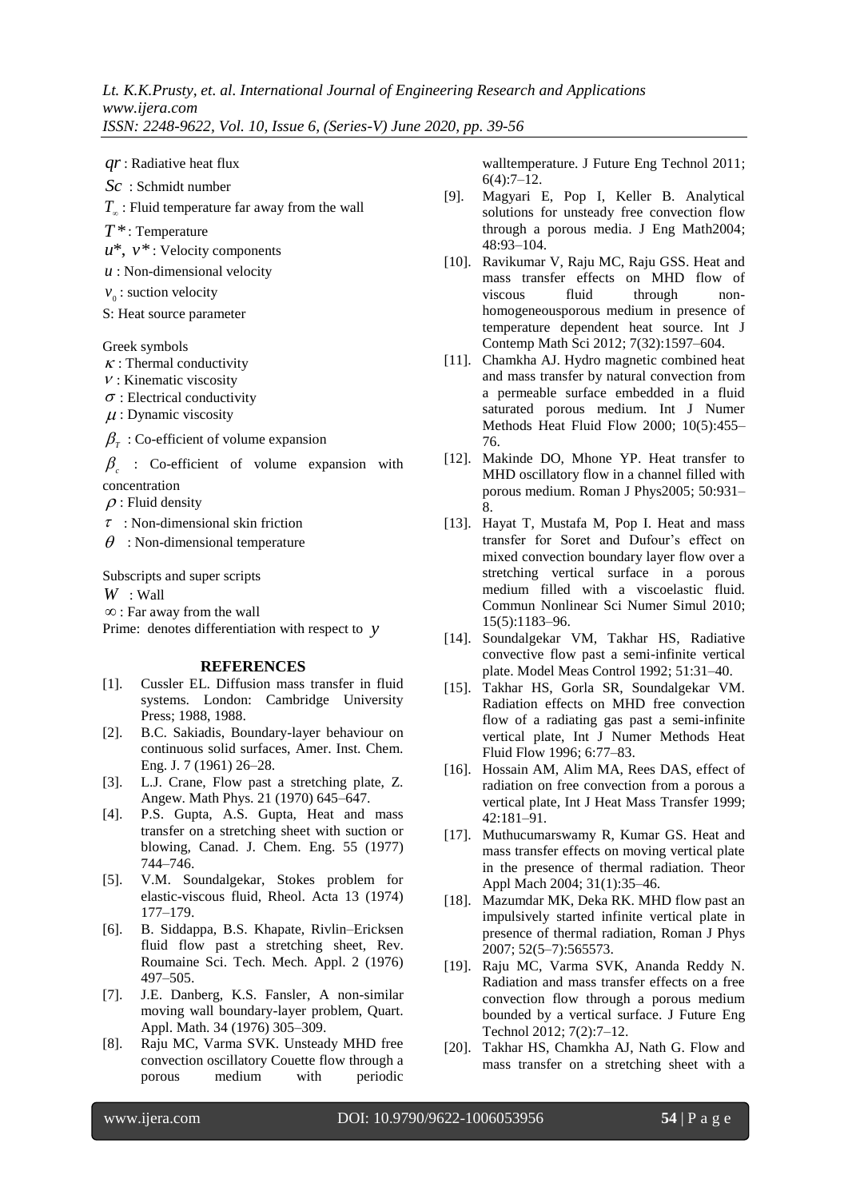$qr$ : Radiative heat flux

$Sc$ : Schmidt number

$T_\infty$ : Fluid temperature far away from the wall

$T^*$: Temperature

$u^*$, $v^*$: Velocity components

$u$ : Non-dimensional velocity

$v_0$ : suction velocity

S: Heat source parameter

Greek symbols

$\kappa$ : Thermal conductivity

$\nu$ : Kinematic viscosity

$\sigma$ : Electrical conductivity

$\mu$ : Dynamic viscosity

$\beta_T$ : Co-efficient of volume expansion

$\beta_c$ : Co-efficient of volume expansion with concentration

$\rho$ : Fluid density

$\tau$ : Non-dimensional skin friction

$\theta$ : Non-dimensional temperature

Subscripts and super scripts

$W$ : Wall

$\infty$ : Far away from the wall

Prime: denotes differentiation with respect to $y$

## REFERENCES

[1]. Cussler EL. Diffusion mass transfer in fluid systems. London: Cambridge University Press; 1988, 1988.

[2]. B.C. Sakiadis, Boundary-layer behaviour on continuous solid surfaces, Amer. Inst. Chem. Eng. J. 7 (1961) 26–28.

[3]. L.J. Crane, Flow past a stretching plate, Z. Angew. Math Phys. 21 (1970) 645–647.

[4]. P.S. Gupta, A.S. Gupta, Heat and mass transfer on a stretching sheet with suction or blowing, Canad. J. Chem. Eng. 55 (1977) 744–746.

[5]. V.M. Soundalgekar, Stokes problem for elastic-viscous fluid, Rheol. Acta 13 (1974) 177–179.

[6]. B. Siddappa, B.S. Khapate, Rivlin–Ericksen fluid flow past a stretching sheet, Rev. Roumaine Sci. Tech. Mech. Appl. 2 (1976) 497–505.

[7]. J.E. Danberg, K.S. Fansler, A non-similar moving wall boundary-layer problem, Quart. Appl. Math. 34 (1976) 305–309.

[8]. Raju MC, Varma SVK. Unsteady MHD free convection oscillatory Couette flow through a porous medium with periodic walltemperature. J Future Eng Technol 2011; 6(4):7–12.

[9]. Magyari E, Pop I, Keller B. Analytical solutions for unsteady free convection flow through a porous media. J Eng Math2004; 48:93–104.

[10]. Ravikumar V, Raju MC, Raju GSS. Heat and mass transfer effects on MHD flow of viscous fluid through non-homogeneousporous medium in presence of temperature dependent heat source. Int J Contemp Math Sci 2012; 7(32):1597–604.

[11]. Chamkha AJ. Hydro magnetic combined heat and mass transfer by natural convection from a permeable surface embedded in a fluid saturated porous medium. Int J Numer Methods Heat Fluid Flow 2000; 10(5):455–76.

[12]. Makinde DO, Mhone YP. Heat transfer to MHD oscillatory flow in a channel filled with porous medium. Roman J Phys2005; 50:931–8.

[13]. Hayat T, Mustafa M, Pop I. Heat and mass transfer for Soret and Dufour's effect on mixed convection boundary layer flow over a stretching vertical surface in a porous medium filled with a viscoelastic fluid. Commun Nonlinear Sci Numer Simul 2010; 15(5):1183–96.

[14]. Soundalgekar VM, Takhar HS, Radiative convective flow past a semi-infinite vertical plate. Model Meas Control 1992; 51:31–40.

[15]. Takhar HS, Gorla SR, Soundalgekar VM. Radiation effects on MHD free convection flow of a radiating gas past a semi-infinite vertical plate, Int J Numer Methods Heat Fluid Flow 1996; 6:77–83.

[16]. Hossain AM, Alim MA, Rees DAS, effect of radiation on free convection from a porous a vertical plate, Int J Heat Mass Transfer 1999; 42:181–91.

[17]. Muthucumarswamy R, Kumar GS. Heat and mass transfer effects on moving vertical plate in the presence of thermal radiation. Theor Appl Mach 2004; 31(1):35–46.

[18]. Mazumdar MK, Deka RK. MHD flow past an impulsively started infinite vertical plate in presence of thermal radiation, Roman J Phys 2007; 52(5–7):565573.

[19]. Raju MC, Varma SVK, Ananda Reddy N. Radiation and mass transfer effects on a free convection flow through a porous medium bounded by a vertical surface. J Future Eng Technol 2012; 7(2):7–12.

[20]. Takhar HS, Chamkha AJ, Nath G. Flow and mass transfer on a stretching sheet with a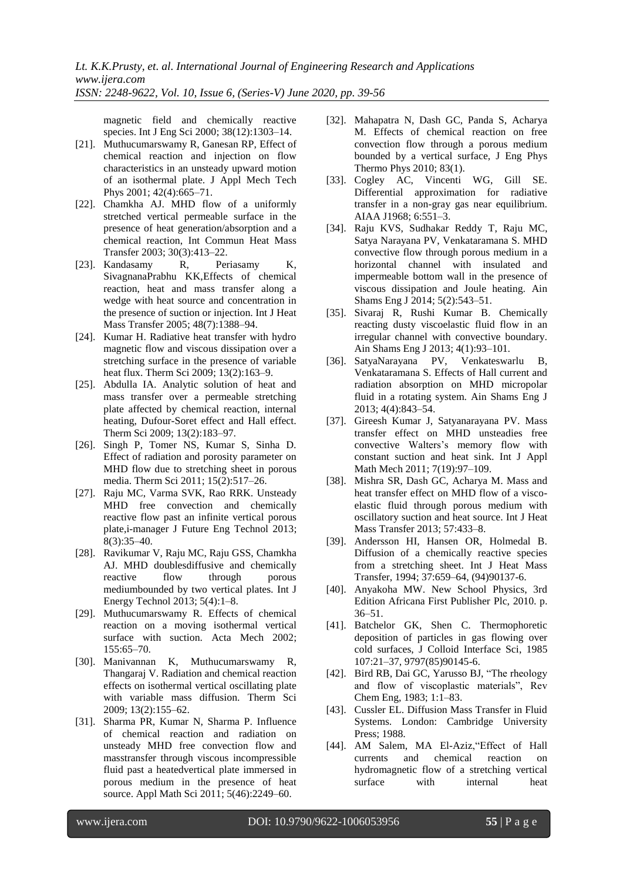magnetic field and chemically reactive species. Int J Eng Sci 2000; 38(12):1303–14.

[21]. Muthucumarswamy R, Ganesan RP, Effect of chemical reaction and injection on flow characteristics in an unsteady upward motion of an isothermal plate. J Appl Mech Tech Phys 2001; 42(4):665–71.

[22]. Chamkha AJ. MHD flow of a uniformly stretched vertical permeable surface in the presence of heat generation/absorption and a chemical reaction, Int Commun Heat Mass Transfer 2003; 30(3):413–22.

[23]. Kandasamy R, Periasamy K, SivagnanaPrabhu KK,Effects of chemical reaction, heat and mass transfer along a wedge with heat source and concentration in the presence of suction or injection. Int J Heat Mass Transfer 2005; 48(7):1388–94.

[24]. Kumar H. Radiative heat transfer with hydro magnetic flow and viscous dissipation over a stretching surface in the presence of variable heat flux. Therm Sci 2009; 13(2):163–9.

[25]. Abdulla IA. Analytic solution of heat and mass transfer over a permeable stretching plate affected by chemical reaction, internal heating, Dufour-Soret effect and Hall effect. Therm Sci 2009; 13(2):183–97.

[26]. Singh P, Tomer NS, Kumar S, Sinha D. Effect of radiation and porosity parameter on MHD flow due to stretching sheet in porous media. Therm Sci 2011; 15(2):517–26.

[27]. Raju MC, Varma SVK, Rao RRK. Unsteady MHD free convection and chemically reactive flow past an infinite vertical porous plate,i-manager J Future Eng Technol 2013; 8(3):35–40.

[28]. Ravikumar V, Raju MC, Raju GSS, Chamkha AJ. MHD doublesdiffusive and chemically reactive flow through porous mediumbounded by two vertical plates. Int J Energy Technol 2013; 5(4):1–8.

[29]. Muthucumarswamy R. Effects of chemical reaction on a moving isothermal vertical surface with suction. Acta Mech 2002; 155:65–70.

[30]. Manivannan K, Muthucumarswamy R, Thangaraj V. Radiation and chemical reaction effects on isothermal vertical oscillating plate with variable mass diffusion. Therm Sci 2009; 13(2):155–62.

[31]. Sharma PR, Kumar N, Sharma P. Influence of chemical reaction and radiation on unsteady MHD free convection flow and masstransfer through viscous incompressible fluid past a heatedvertical plate immersed in porous medium in the presence of heat source. Appl Math Sci 2011; 5(46):2249–60.

[32]. Mahapatra N, Dash GC, Panda S, Acharya M. Effects of chemical reaction on free convection flow through a porous medium bounded by a vertical surface, J Eng Phys Thermo Phys 2010; 83(1).

[33]. Cogley AC, Vincenti WG, Gill SE. Differential approximation for radiative transfer in a non-gray gas near equilibrium. AIAA J1968; 6:551–3.

[34]. Raju KVS, Sudhakar Reddy T, Raju MC, Satya Narayana PV, Venkataramana S. MHD convective flow through porous medium in a horizontal channel with insulated and impermeable bottom wall in the presence of viscous dissipation and Joule heating. Ain Shams Eng J 2014; 5(2):543–51.

[35]. Sivaraj R, Rushi Kumar B. Chemically reacting dusty viscoelastic fluid flow in an irregular channel with convective boundary. Ain Shams Eng J 2013; 4(1):93–101.

[36]. SatyaNarayana PV, Venkateswarlu B, Venkataramana S. Effects of Hall current and radiation absorption on MHD micropolar fluid in a rotating system. Ain Shams Eng J 2013; 4(4):843–54.

[37]. Gireesh Kumar J, Satyanarayana PV. Mass transfer effect on MHD unsteadies free convective Walters's memory flow with constant suction and heat sink. Int J Appl Math Mech 2011; 7(19):97–109.

[38]. Mishra SR, Dash GC, Acharya M. Mass and heat transfer effect on MHD flow of a visco-elastic fluid through porous medium with oscillatory suction and heat source. Int J Heat Mass Transfer 2013; 57:433–8.

[39]. Andersson HI, Hansen OR, Holmedal B. Diffusion of a chemically reactive species from a stretching sheet. Int J Heat Mass Transfer, 1994; 37:659–64, (94)90137-6.

[40]. Anyakoha MW. New School Physics, 3rd Edition Africana First Publisher Plc, 2010. p. 36–51.

[41]. Batchelor GK, Shen C. Thermophoretic deposition of particles in gas flowing over cold surfaces, J Colloid Interface Sci, 1985 107:21–37, 9797(85)90145-6.

[42]. Bird RB, Dai GC, Yarusso BJ, "The rheology and flow of viscoplastic materials", Rev Chem Eng, 1983; 1:1–83.

[43]. Cussler EL. Diffusion Mass Transfer in Fluid Systems. London: Cambridge University Press; 1988.

[44]. AM Salem, MA El-Aziz,"Effect of Hall currents and chemical reaction on hydromagnetic flow of a stretching vertical surface with internal heat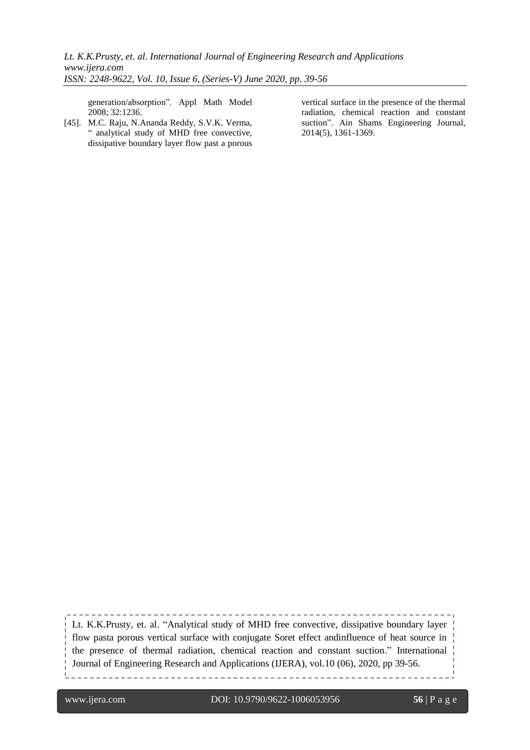generation/absorption". Appl Math Model 2008; 32:1236.

[45]. M.C. Raju, N.Ananda Reddy, S.V.K. Verma, " analytical study of MHD free convective, dissipative boundary layer flow past a porous vertical surface in the presence of the thermal radiation, chemical reaction and constant suction". Ain Shams Engineering Journal, 2014(5), 1361-1369.

Lt. K.K.Prusty, et. al. "Analytical study of MHD free convective, dissipative boundary layer flow pasta porous vertical surface with conjugate Soret effect andinfluence of heat source in the presence of thermal radiation, chemical reaction and constant suction." International Journal of Engineering Research and Applications (IJERA), vol.10 (06), 2020, pp 39-56.